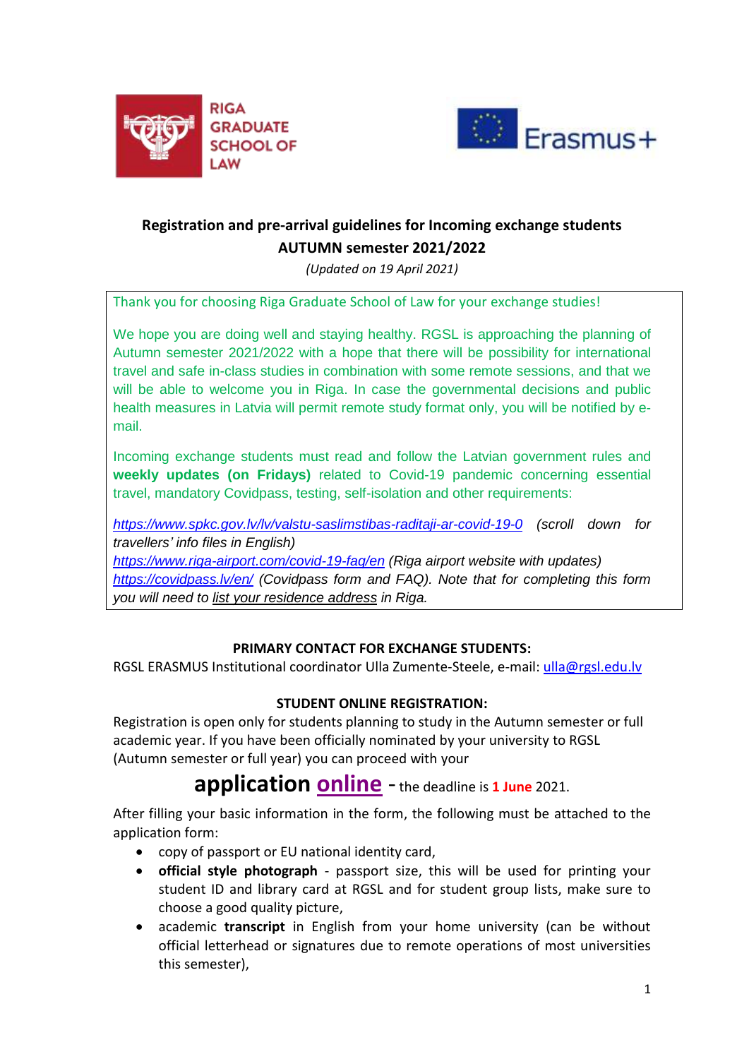RIGA GRADUATE SCHOOL OF LAW

Erasmus+

# Registration and pre-arrival guidelines for Incoming exchange students AUTUMN semester 2021/2022

*(Updated on 19 April 2021)*

Thank you for choosing Riga Graduate School of Law for your exchange studies!

We hope you are doing well and staying healthy. RGSL is approaching the planning of Autumn semester 2021/2022 with a hope that there will be possibility for international travel and safe in-class studies in combination with some remote sessions, and that we will be able to welcome you in Riga. In case the governmental decisions and public health measures in Latvia will permit remote study format only, you will be notified by e-mail.

Incoming exchange students must read and follow the Latvian government rules and **weekly updates (on Fridays)** related to Covid-19 pandemic concerning essential travel, mandatory Covidpass, testing, self-isolation and other requirements:

*https://www.spkc.gov.lv/lv/valstu-saslimstibas-raditaji-ar-covid-19-0 (scroll down for travellers' info files in English)*
*https://www.riga-airport.com/covid-19-faq/en (Riga airport website with updates)*
*https://covidpass.lv/en/ (Covidpass form and FAQ). Note that for completing this form you will need to list your residence address in Riga.*

## PRIMARY CONTACT FOR EXCHANGE STUDENTS:

RGSL ERASMUS Institutional coordinator Ulla Zumente-Steele, e-mail: ulla@rgsl.edu.lv

## STUDENT ONLINE REGISTRATION:

Registration is open only for students planning to study in the Autumn semester or full academic year. If you have been officially nominated by your university to RGSL (Autumn semester or full year) you can proceed with your

**application online** - the deadline is **1 June** 2021.

After filling your basic information in the form, the following must be attached to the application form:

- copy of passport or EU national identity card,
- **official style photograph** - passport size, this will be used for printing your student ID and library card at RGSL and for student group lists, make sure to choose a good quality picture,
- academic **transcript** in English from your home university (can be without official letterhead or signatures due to remote operations of most universities this semester),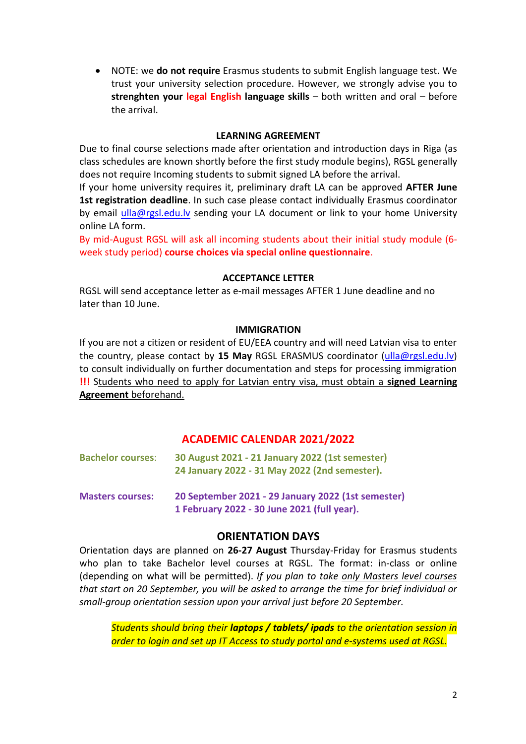- NOTE: we **do not require** Erasmus students to submit English language test. We trust your university selection procedure. However, we strongly advise you to **strenghten your legal English language skills** – both written and oral – before the arrival.

## LEARNING AGREEMENT

Due to final course selections made after orientation and introduction days in Riga (as class schedules are known shortly before the first study module begins), RGSL generally does not require Incoming students to submit signed LA before the arrival.

If your home university requires it, preliminary draft LA can be approved **AFTER June 1st registration deadline**. In such case please contact individually Erasmus coordinator by email ulla@rgsl.edu.lv sending your LA document or link to your home University online LA form.

By mid-August RGSL will ask all incoming students about their initial study module (6-week study period) **course choices via special online questionnaire**.

## ACCEPTANCE LETTER

RGSL will send acceptance letter as e-mail messages AFTER 1 June deadline and no later than 10 June.

## IMMIGRATION

If you are not a citizen or resident of EU/EEA country and will need Latvian visa to enter the country, please contact by **15 May** RGSL ERASMUS coordinator (ulla@rgsl.edu.lv) to consult individually on further documentation and steps for processing immigration **!!!** Students who need to apply for Latvian entry visa, must obtain a **signed Learning Agreement** beforehand.

## ACADEMIC CALENDAR 2021/2022

| | |
|---|---|
| **Bachelor courses**: | **30 August 2021 - 21 January 2022 (1st semester)**<br>**24 January 2022 - 31 May 2022 (2nd semester).** |
| **Masters courses:** | **20 September 2021 - 29 January 2022 (1st semester)**<br>**1 February 2022 - 30 June 2021 (full year).** |

## ORIENTATION DAYS

Orientation days are planned on **26-27 August** Thursday-Friday for Erasmus students who plan to take Bachelor level courses at RGSL. The format: in-class or online (depending on what will be permitted). *If you plan to take only Masters level courses that start on 20 September, you will be asked to arrange the time for brief individual or small-group orientation session upon your arrival just before 20 September.*

> *Students should bring their **laptops / tablets/ ipads** to the orientation session in order to login and set up IT Access to study portal and e-systems used at RGSL.*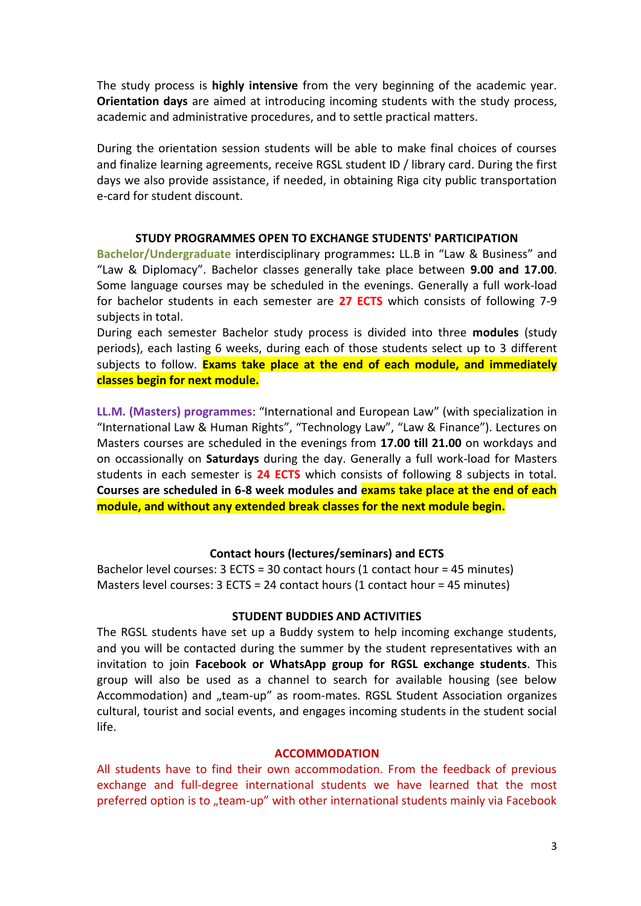The study process is **highly intensive** from the very beginning of the academic year. **Orientation days** are aimed at introducing incoming students with the study process, academic and administrative procedures, and to settle practical matters.

During the orientation session students will be able to make final choices of courses and finalize learning agreements, receive RGSL student ID / library card. During the first days we also provide assistance, if needed, in obtaining Riga city public transportation e-card for student discount.

### STUDY PROGRAMMES OPEN TO EXCHANGE STUDENTS' PARTICIPATION

**Bachelor/Undergraduate** interdisciplinary programmes**:** LL.B in "Law & Business" and "Law & Diplomacy". Bachelor classes generally take place between **9.00 and 17.00**. Some language courses may be scheduled in the evenings. Generally a full work-load for bachelor students in each semester are **27 ECTS** which consists of following 7-9 subjects in total.

During each semester Bachelor study process is divided into three **modules** (study periods), each lasting 6 weeks, during each of those students select up to 3 different subjects to follow. **Exams take place at the end of each module, and immediately classes begin for next module.**

**LL.M. (Masters) programmes**: "International and European Law" (with specialization in "International Law & Human Rights", "Technology Law", "Law & Finance"). Lectures on Masters courses are scheduled in the evenings from **17.00 till 21.00** on workdays and on occassionally on **Saturdays** during the day. Generally a full work-load for Masters students in each semester is **24 ECTS** which consists of following 8 subjects in total. **Courses are scheduled in 6-8 week modules and exams take place at the end of each module, and without any extended break classes for the next module begin.**

### Contact hours (lectures/seminars) and ECTS

Bachelor level courses: 3 ECTS = 30 contact hours (1 contact hour = 45 minutes)
Masters level courses: 3 ECTS = 24 contact hours (1 contact hour = 45 minutes)

### STUDENT BUDDIES AND ACTIVITIES

The RGSL students have set up a Buddy system to help incoming exchange students, and you will be contacted during the summer by the student representatives with an invitation to join **Facebook or WhatsApp group for RGSL exchange students**. This group will also be used as a channel to search for available housing (see below Accommodation) and „team-up" as room-mates. RGSL Student Association organizes cultural, tourist and social events, and engages incoming students in the student social life.

### ACCOMMODATION

All students have to find their own accommodation. From the feedback of previous exchange and full-degree international students we have learned that the most preferred option is to „team-up" with other international students mainly via Facebook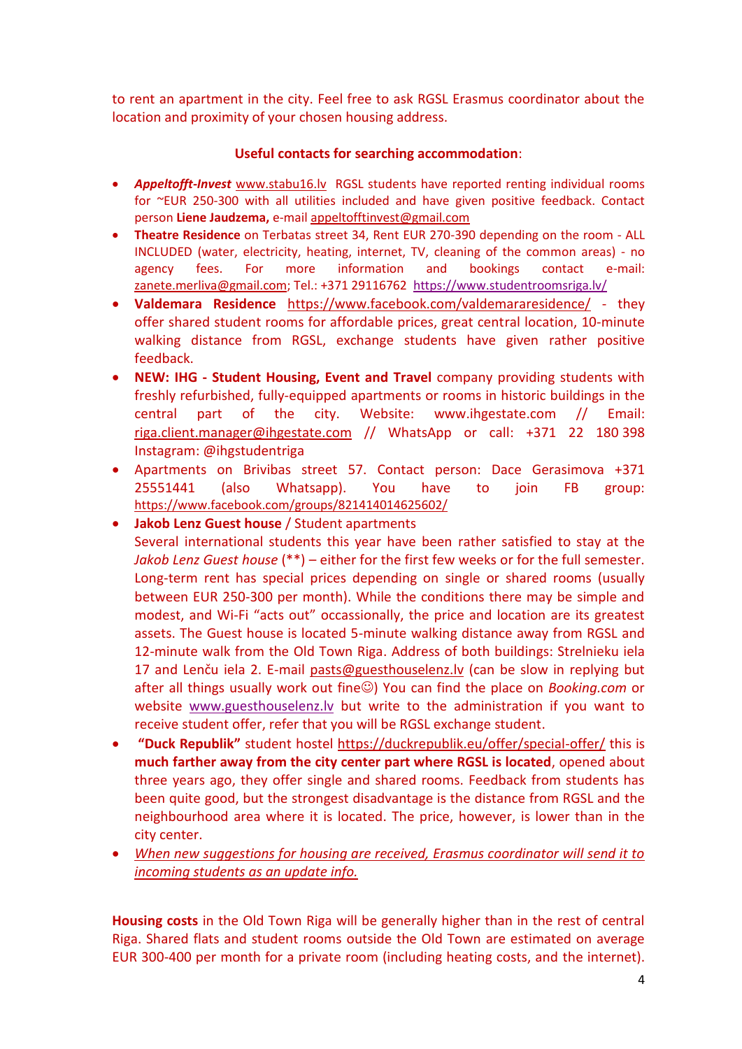to rent an apartment in the city. Feel free to ask RGSL Erasmus coordinator about the location and proximity of your chosen housing address.

**Useful contacts for searching accommodation**:

- ***Appeltofft-Invest*** www.stabu16.lv RGSL students have reported renting individual rooms for ~EUR 250-300 with all utilities included and have given positive feedback. Contact person **Liene Jaudzema,** e-mail appeltofftinvest@gmail.com
- **Theatre Residence** on Terbatas street 34, Rent EUR 270-390 depending on the room - ALL INCLUDED (water, electricity, heating, internet, TV, cleaning of the common areas) - no agency fees. For more information and bookings contact e-mail: zanete.merliva@gmail.com; Tel.: +371 29116762 https://www.studentroomsriga.lv/
- **Valdemara Residence** https://www.facebook.com/valdemararesidence/ - they offer shared student rooms for affordable prices, great central location, 10-minute walking distance from RGSL, exchange students have given rather positive feedback.
- **NEW: IHG - Student Housing, Event and Travel** company providing students with freshly refurbished, fully-equipped apartments or rooms in historic buildings in the central part of the city. Website: www.ihgestate.com // Email: riga.client.manager@ihgestate.com // WhatsApp or call: +371 22 180 398 Instagram: @ihgstudentriga
- Apartments on Brivibas street 57. Contact person: Dace Gerasimova +371 25551441 (also Whatsapp). You have to join FB group: https://www.facebook.com/groups/821414014625602/
- **Jakob Lenz Guest house** / Student apartments
  Several international students this year have been rather satisfied to stay at the *Jakob Lenz Guest house* (**) – either for the first few weeks or for the full semester. Long-term rent has special prices depending on single or shared rooms (usually between EUR 250-300 per month). While the conditions there may be simple and modest, and Wi-Fi "acts out" occassionally, the price and location are its greatest assets. The Guest house is located 5-minute walking distance away from RGSL and 12-minute walk from the Old Town Riga. Address of both buildings: Strelnieku iela 17 and Lenču iela 2. E-mail pasts@guesthouselenz.lv (can be slow in replying but after all things usually work out fine☺) You can find the place on *Booking.com* or website www.guesthouselenz.lv but write to the administration if you want to receive student offer, refer that you will be RGSL exchange student.
- **"Duck Republik"** student hostel https://duckrepublik.eu/offer/special-offer/ this is **much farther away from the city center part where RGSL is located**, opened about three years ago, they offer single and shared rooms. Feedback from students has been quite good, but the strongest disadvantage is the distance from RGSL and the neighbourhood area where it is located. The price, however, is lower than in the city center.
- *When new suggestions for housing are received, Erasmus coordinator will send it to incoming students as an update info.*

**Housing costs** in the Old Town Riga will be generally higher than in the rest of central Riga. Shared flats and student rooms outside the Old Town are estimated on average EUR 300-400 per month for a private room (including heating costs, and the internet).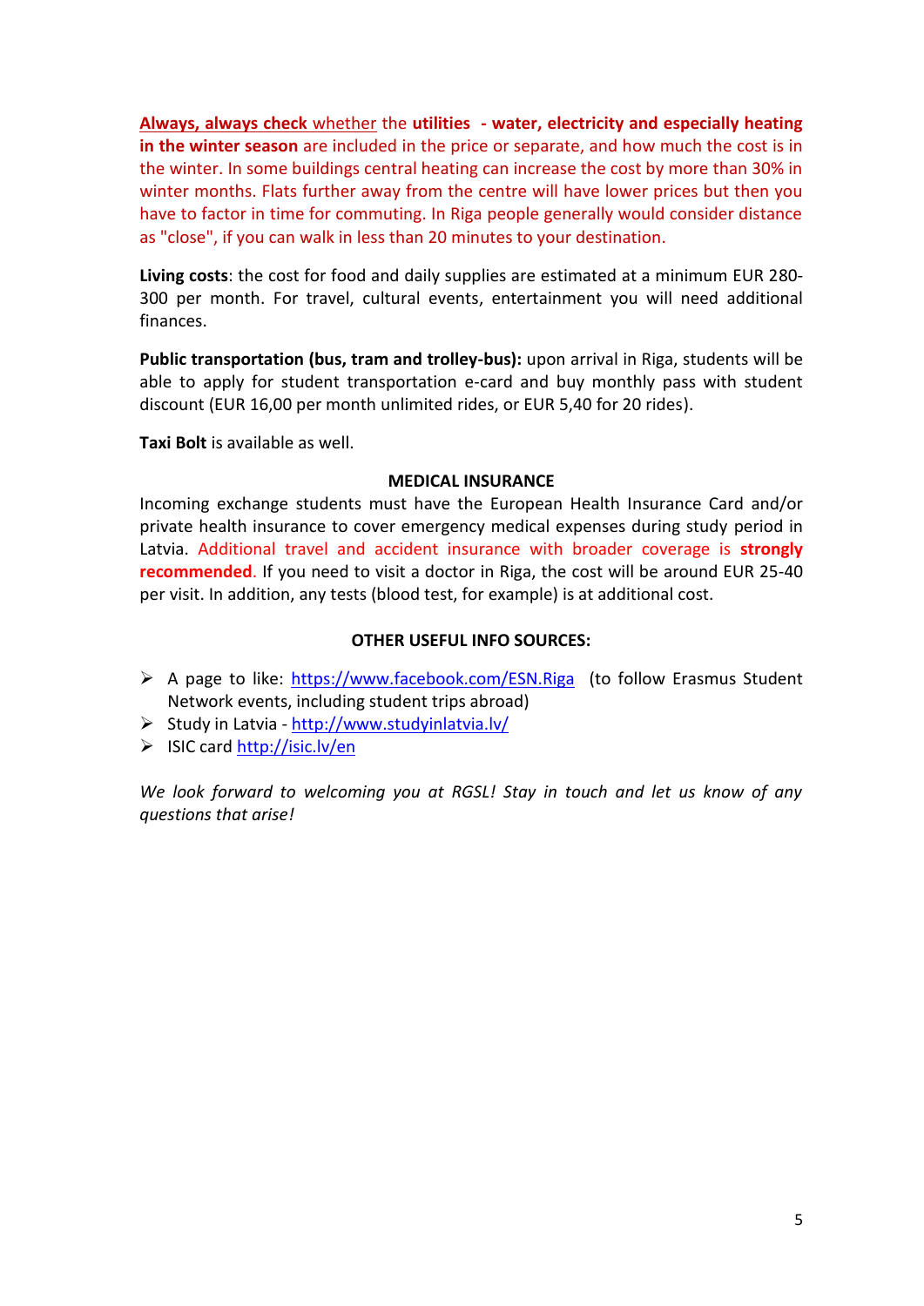**Always, always check whether** the **utilities - water, electricity and especially heating in the winter season** are included in the price or separate, and how much the cost is in the winter. In some buildings central heating can increase the cost by more than 30% in winter months. Flats further away from the centre will have lower prices but then you have to factor in time for commuting. In Riga people generally would consider distance as "close", if you can walk in less than 20 minutes to your destination.

**Living costs**: the cost for food and daily supplies are estimated at a minimum EUR 280-300 per month. For travel, cultural events, entertainment you will need additional finances.

**Public transportation (bus, tram and trolley-bus):** upon arrival in Riga, students will be able to apply for student transportation e-card and buy monthly pass with student discount (EUR 16,00 per month unlimited rides, or EUR 5,40 for 20 rides).

**Taxi Bolt** is available as well.

### MEDICAL INSURANCE

Incoming exchange students must have the European Health Insurance Card and/or private health insurance to cover emergency medical expenses during study period in Latvia. Additional travel and accident insurance with broader coverage is **strongly recommended**. If you need to visit a doctor in Riga, the cost will be around EUR 25-40 per visit. In addition, any tests (blood test, for example) is at additional cost.

### OTHER USEFUL INFO SOURCES:

- A page to like: https://www.facebook.com/ESN.Riga (to follow Erasmus Student Network events, including student trips abroad)
- Study in Latvia - http://www.studyinlatvia.lv/
- ISIC card http://isic.lv/en

*We look forward to welcoming you at RGSL! Stay in touch and let us know of any questions that arise!*